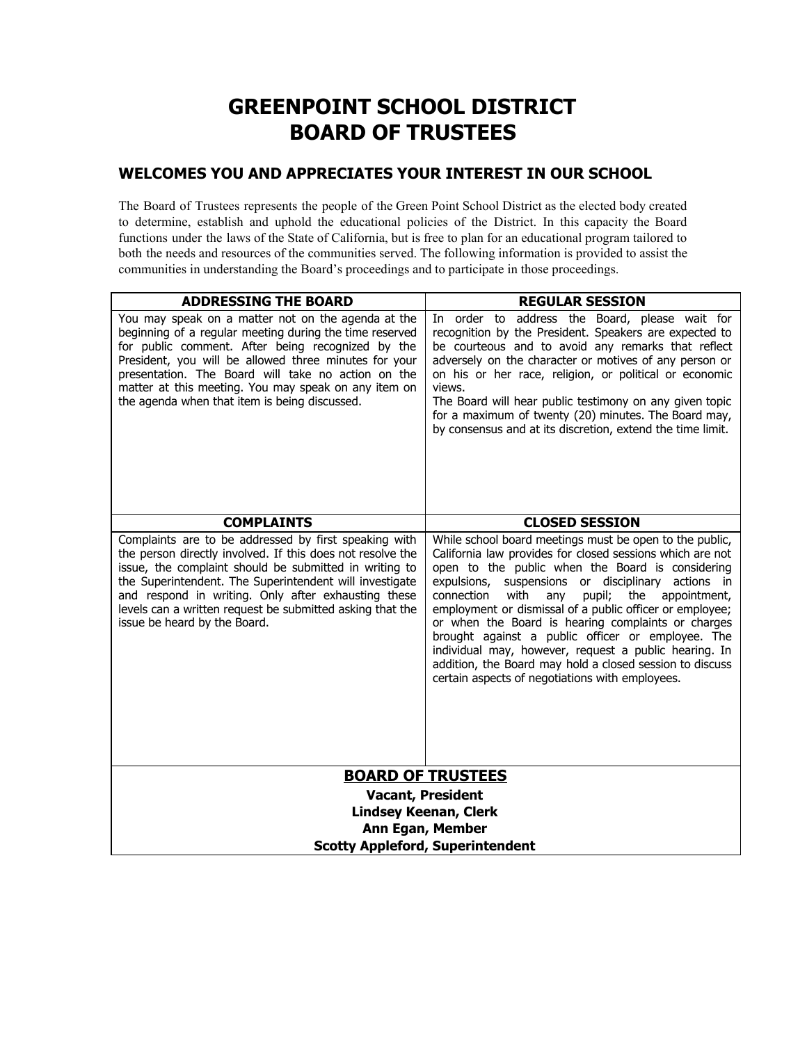# GREENPOINT SCHOOL DISTRICT
# BOARD OF TRUSTEES

## WELCOMES YOU AND APPRECIATES YOUR INTEREST IN OUR SCHOOL

The Board of Trustees represents the people of the Green Point School District as the elected body created to determine, establish and uphold the educational policies of the District. In this capacity the Board functions under the laws of the State of California, but is free to plan for an educational program tailored to both the needs and resources of the communities served. The following information is provided to assist the communities in understanding the Board's proceedings and to participate in those proceedings.

| ADDRESSING THE BOARD | REGULAR SESSION |
|---|---|
| You may speak on a matter not on the agenda at the beginning of a regular meeting during the time reserved for public comment. After being recognized by the President, you will be allowed three minutes for your presentation. The Board will take no action on the matter at this meeting. You may speak on any item on the agenda when that item is being discussed. | In order to address the Board, please wait for recognition by the President. Speakers are expected to be courteous and to avoid any remarks that reflect adversely on the character or motives of any person or on his or her race, religion, or political or economic views.<br>The Board will hear public testimony on any given topic for a maximum of twenty (20) minutes. The Board may, by consensus and at its discretion, extend the time limit. |
| **COMPLAINTS** | **CLOSED SESSION** |
| Complaints are to be addressed by first speaking with the person directly involved. If this does not resolve the issue, the complaint should be submitted in writing to the Superintendent. The Superintendent will investigate and respond in writing. Only after exhausting these levels can a written request be submitted asking that the issue be heard by the Board. | While school board meetings must be open to the public, California law provides for closed sessions which are not open to the public when the Board is considering expulsions, suspensions or disciplinary actions in connection with any pupil; the appointment, employment or dismissal of a public officer or employee; or when the Board is hearing complaints or charges brought against a public officer or employee. The individual may, however, request a public hearing. In addition, the Board may hold a closed session to discuss certain aspects of negotiations with employees. |

**BOARD OF TRUSTEES**

**Vacant, President**
**Lindsey Keenan, Clerk**
**Ann Egan, Member**
**Scotty Appleford, Superintendent**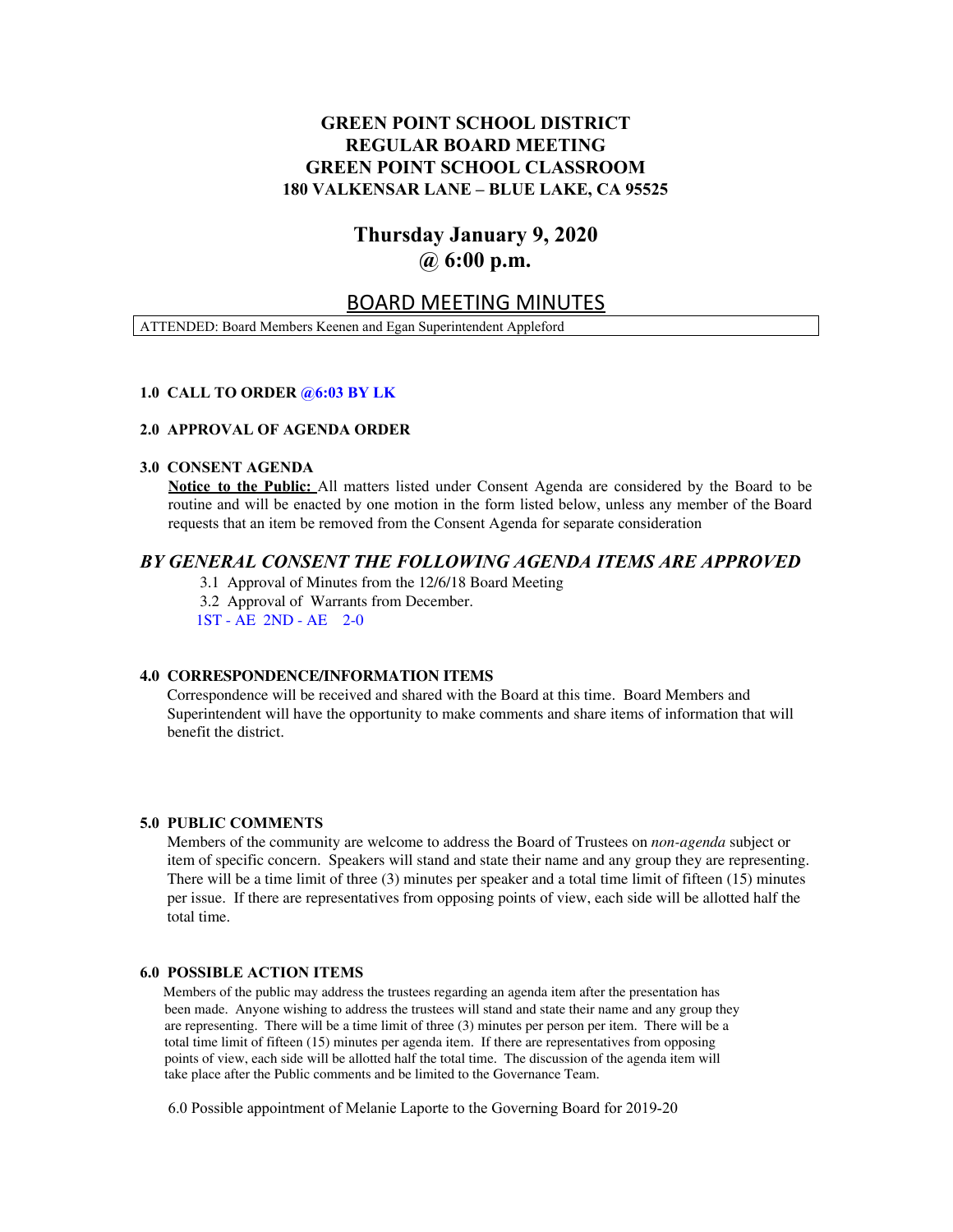# GREEN POINT SCHOOL DISTRICT
## REGULAR BOARD MEETING
## GREEN POINT SCHOOL CLASSROOM
## 180 VALKENSAR LANE – BLUE LAKE, CA 95525

## Thursday January 9, 2020
## @ 6:00 p.m.

## BOARD MEETING MINUTES

| ATTENDED: Board Members Keenen and Egan Superintendent Appleford |
|---|

**1.0 CALL TO ORDER @6:03 BY LK**

**2.0 APPROVAL OF AGENDA ORDER**

**3.0 CONSENT AGENDA**

**Notice to the Public:** All matters listed under Consent Agenda are considered by the Board to be routine and will be enacted by one motion in the form listed below, unless any member of the Board requests that an item be removed from the Consent Agenda for separate consideration

***BY GENERAL CONSENT THE FOLLOWING AGENDA ITEMS ARE APPROVED***

3.1 Approval of Minutes from the 12/6/18 Board Meeting
3.2 Approval of Warrants from December.
1ST - AE 2ND - AE 2-0

**4.0 CORRESPONDENCE/INFORMATION ITEMS**

Correspondence will be received and shared with the Board at this time. Board Members and Superintendent will have the opportunity to make comments and share items of information that will benefit the district.

**5.0 PUBLIC COMMENTS**

Members of the community are welcome to address the Board of Trustees on *non-agenda* subject or item of specific concern. Speakers will stand and state their name and any group they are representing. There will be a time limit of three (3) minutes per speaker and a total time limit of fifteen (15) minutes per issue. If there are representatives from opposing points of view, each side will be allotted half the total time.

**6.0 POSSIBLE ACTION ITEMS**

Members of the public may address the trustees regarding an agenda item after the presentation has been made. Anyone wishing to address the trustees will stand and state their name and any group they are representing. There will be a time limit of three (3) minutes per person per item. There will be a total time limit of fifteen (15) minutes per agenda item. If there are representatives from opposing points of view, each side will be allotted half the total time. The discussion of the agenda item will take place after the Public comments and be limited to the Governance Team.

6.0 Possible appointment of Melanie Laporte to the Governing Board for 2019-20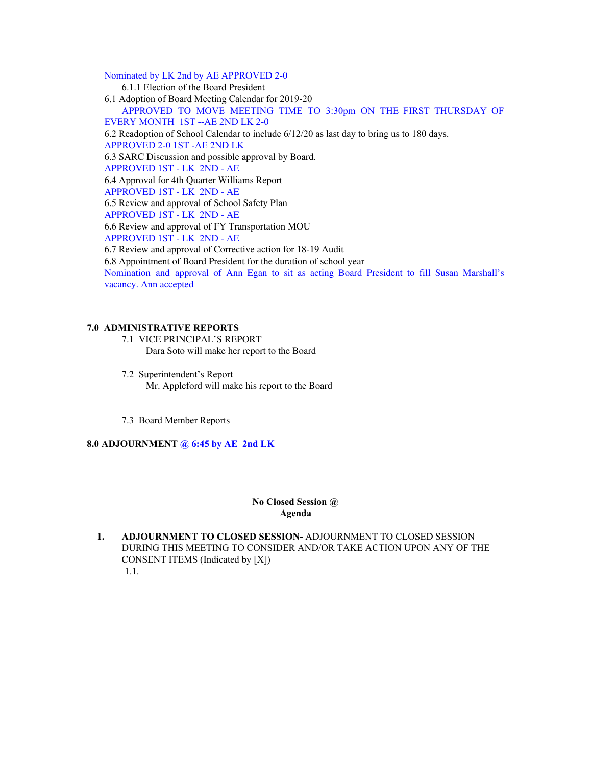Nominated by LK 2nd by AE APPROVED 2-0

6.1.1 Election of the Board President

6.1 Adoption of Board Meeting Calendar for 2019-20

APPROVED TO MOVE MEETING TIME TO 3:30pm ON THE FIRST THURSDAY OF EVERY MONTH 1ST --AE 2ND LK 2-0

6.2 Readoption of School Calendar to include 6/12/20 as last day to bring us to 180 days.

APPROVED 2-0 1ST -AE 2ND LK

6.3 SARC Discussion and possible approval by Board.

APPROVED 1ST - LK 2ND - AE

6.4 Approval for 4th Quarter Williams Report

APPROVED 1ST - LK 2ND - AE

6.5 Review and approval of School Safety Plan

APPROVED 1ST - LK 2ND - AE

6.6 Review and approval of FY Transportation MOU

APPROVED 1ST - LK 2ND - AE

6.7 Review and approval of Corrective action for 18-19 Audit

6.8 Appointment of Board President for the duration of school year

Nomination and approval of Ann Egan to sit as acting Board President to fill Susan Marshall's vacancy. Ann accepted

**7.0 ADMINISTRATIVE REPORTS**

7.1 VICE PRINCIPAL'S REPORT

Dara Soto will make her report to the Board

7.2 Superintendent's Report

Mr. Appleford will make his report to the Board

7.3 Board Member Reports

**8.0 ADJOURNMENT @ 6:45 by AE 2nd LK**

**No Closed Session @**
**Agenda**

1. **ADJOURNMENT TO CLOSED SESSION-** ADJOURNMENT TO CLOSED SESSION DURING THIS MEETING TO CONSIDER AND/OR TAKE ACTION UPON ANY OF THE CONSENT ITEMS (Indicated by [X])

   1.1.